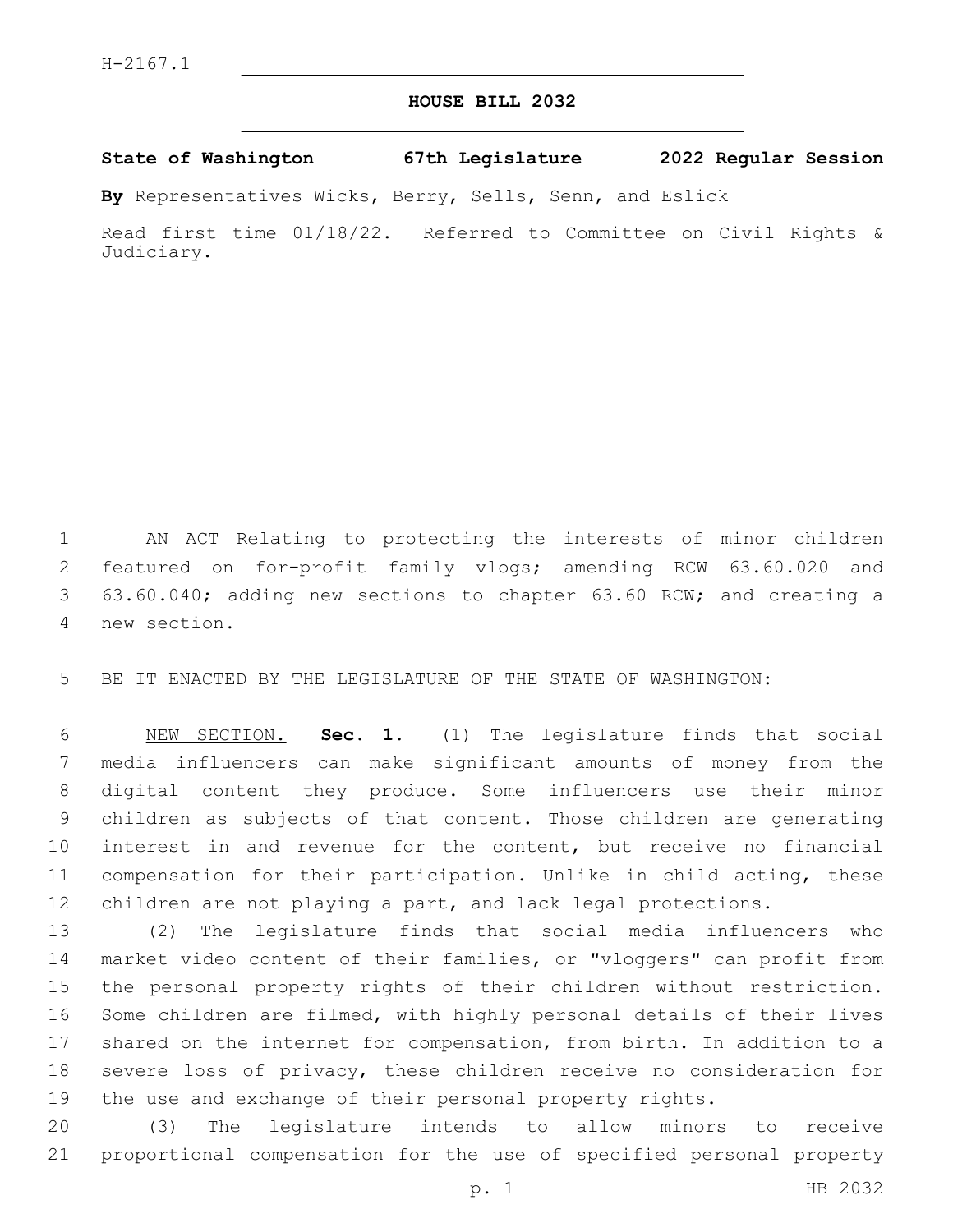H-2167.1

# HOUSE BILL 2032

**State of Washington 67th Legislature 2022 Regular Session**

**By** Representatives Wicks, Berry, Sells, Senn, and Eslick

Read first time 01/18/22. Referred to Committee on Civil Rights & Judiciary.

AN ACT Relating to protecting the interests of minor children featured on for-profit family vlogs; amending RCW 63.60.020 and 63.60.040; adding new sections to chapter 63.60 RCW; and creating a new section.

BE IT ENACTED BY THE LEGISLATURE OF THE STATE OF WASHINGTON:

NEW SECTION. **Sec. 1.** (1) The legislature finds that social media influencers can make significant amounts of money from the digital content they produce. Some influencers use their minor children as subjects of that content. Those children are generating interest in and revenue for the content, but receive no financial compensation for their participation. Unlike in child acting, these children are not playing a part, and lack legal protections.

(2) The legislature finds that social media influencers who market video content of their families, or "vloggers" can profit from the personal property rights of their children without restriction. Some children are filmed, with highly personal details of their lives shared on the internet for compensation, from birth. In addition to a severe loss of privacy, these children receive no consideration for the use and exchange of their personal property rights.

(3) The legislature intends to allow minors to receive proportional compensation for the use of specified personal property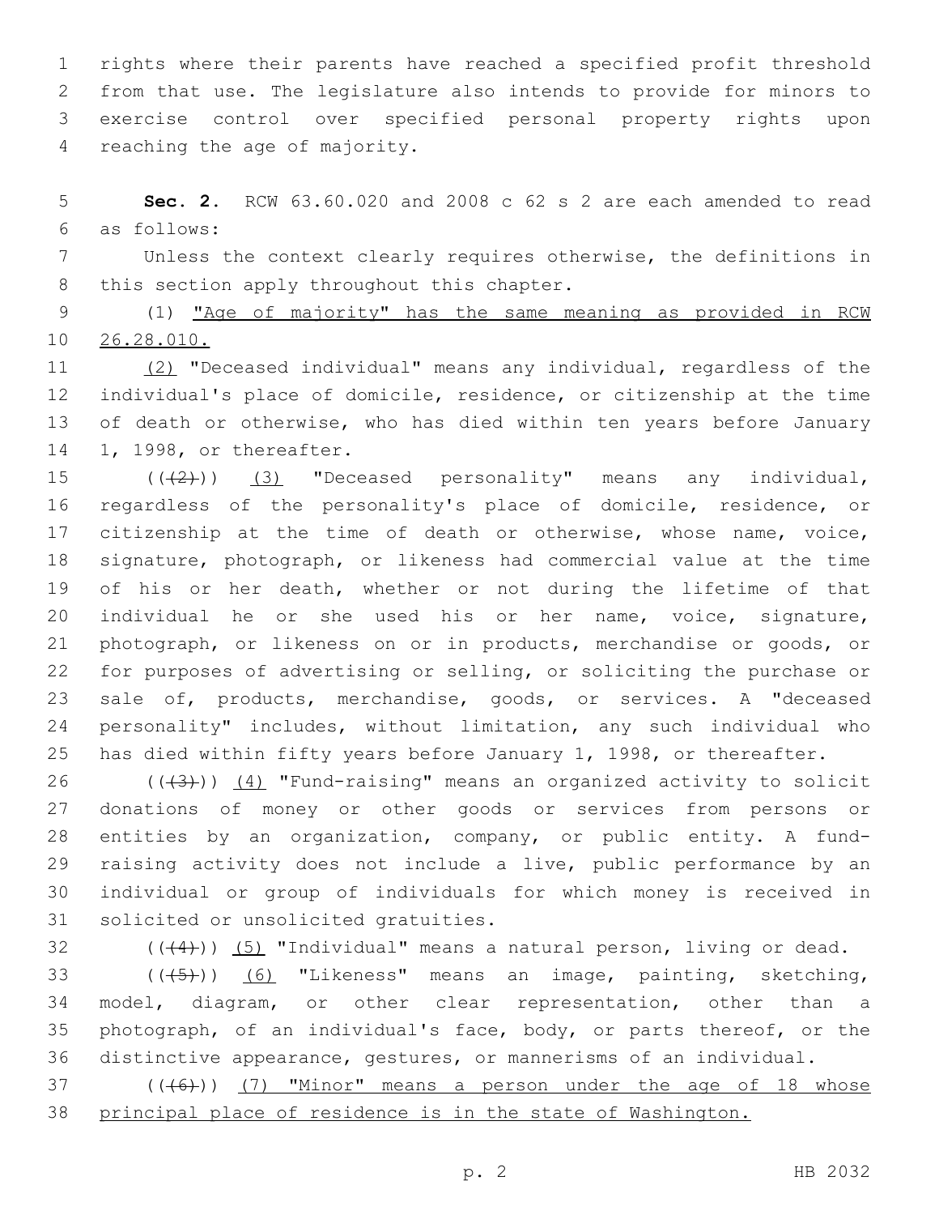rights where their parents have reached a specified profit threshold from that use. The legislature also intends to provide for minors to exercise control over specified personal property rights upon reaching the age of majority.

**Sec. 2.** RCW 63.60.020 and 2008 c 62 s 2 are each amended to read as follows:

Unless the context clearly requires otherwise, the definitions in this section apply throughout this chapter.

(1) <u>"Age of majority" has the same meaning as provided in RCW 26.28.010.</u>

<u>(2)</u> "Deceased individual" means any individual, regardless of the individual's place of domicile, residence, or citizenship at the time of death or otherwise, who has died within ten years before January 1, 1998, or thereafter.

((~~(2)~~)) <u>(3)</u> "Deceased personality" means any individual, regardless of the personality's place of domicile, residence, or citizenship at the time of death or otherwise, whose name, voice, signature, photograph, or likeness had commercial value at the time of his or her death, whether or not during the lifetime of that individual he or she used his or her name, voice, signature, photograph, or likeness on or in products, merchandise or goods, or for purposes of advertising or selling, or soliciting the purchase or sale of, products, merchandise, goods, or services. A "deceased personality" includes, without limitation, any such individual who has died within fifty years before January 1, 1998, or thereafter.

((~~(3)~~)) <u>(4)</u> "Fund-raising" means an organized activity to solicit donations of money or other goods or services from persons or entities by an organization, company, or public entity. A fund-raising activity does not include a live, public performance by an individual or group of individuals for which money is received in solicited or unsolicited gratuities.

((~~(4)~~)) <u>(5)</u> "Individual" means a natural person, living or dead.

((~~(5)~~)) <u>(6)</u> "Likeness" means an image, painting, sketching, model, diagram, or other clear representation, other than a photograph, of an individual's face, body, or parts thereof, or the distinctive appearance, gestures, or mannerisms of an individual.

((~~(6)~~)) <u>(7) "Minor" means a person under the age of 18 whose principal place of residence is in the state of Washington.</u>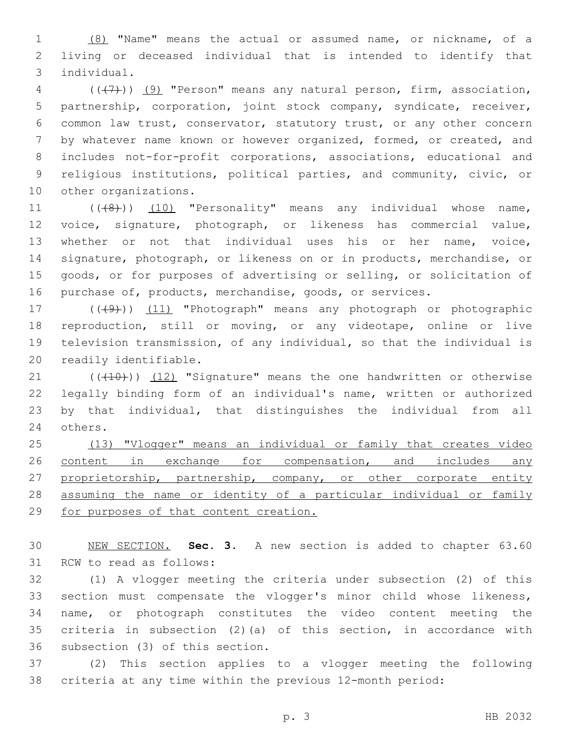(8) "Name" means the actual or assumed name, or nickname, of a living or deceased individual that is intended to identify that individual.

~~((7))~~ (9) "Person" means any natural person, firm, association, partnership, corporation, joint stock company, syndicate, receiver, common law trust, conservator, statutory trust, or any other concern by whatever name known or however organized, formed, or created, and includes not-for-profit corporations, associations, educational and religious institutions, political parties, and community, civic, or other organizations.

~~((8))~~ (10) "Personality" means any individual whose name, voice, signature, photograph, or likeness has commercial value, whether or not that individual uses his or her name, voice, signature, photograph, or likeness on or in products, merchandise, or goods, or for purposes of advertising or selling, or solicitation of purchase of, products, merchandise, goods, or services.

~~((9))~~ (11) "Photograph" means any photograph or photographic reproduction, still or moving, or any videotape, online or live television transmission, of any individual, so that the individual is readily identifiable.

~~((10))~~ (12) "Signature" means the one handwritten or otherwise legally binding form of an individual's name, written or authorized by that individual, that distinguishes the individual from all others.

(13) "Vlogger" means an individual or family that creates video content in exchange for compensation, and includes any proprietorship, partnership, company, or other corporate entity assuming the name or identity of a particular individual or family for purposes of that content creation.

NEW SECTION. **Sec. 3.** A new section is added to chapter 63.60 RCW to read as follows:

(1) A vlogger meeting the criteria under subsection (2) of this section must compensate the vlogger's minor child whose likeness, name, or photograph constitutes the video content meeting the criteria in subsection (2)(a) of this section, in accordance with subsection (3) of this section.

(2) This section applies to a vlogger meeting the following criteria at any time within the previous 12-month period: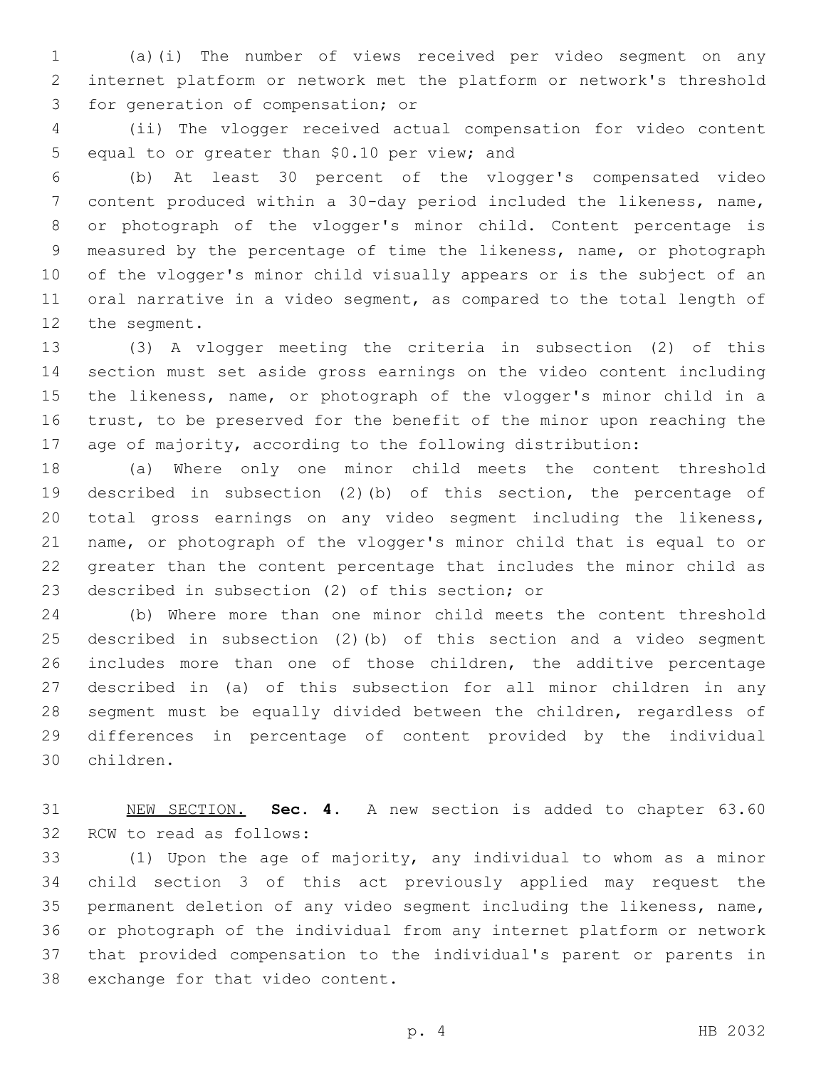(a)(i) The number of views received per video segment on any internet platform or network met the platform or network's threshold for generation of compensation; or

(ii) The vlogger received actual compensation for video content equal to or greater than $0.10 per view; and

(b) At least 30 percent of the vlogger's compensated video content produced within a 30-day period included the likeness, name, or photograph of the vlogger's minor child. Content percentage is measured by the percentage of time the likeness, name, or photograph of the vlogger's minor child visually appears or is the subject of an oral narrative in a video segment, as compared to the total length of the segment.

(3) A vlogger meeting the criteria in subsection (2) of this section must set aside gross earnings on the video content including the likeness, name, or photograph of the vlogger's minor child in a trust, to be preserved for the benefit of the minor upon reaching the age of majority, according to the following distribution:

(a) Where only one minor child meets the content threshold described in subsection (2)(b) of this section, the percentage of total gross earnings on any video segment including the likeness, name, or photograph of the vlogger's minor child that is equal to or greater than the content percentage that includes the minor child as described in subsection (2) of this section; or

(b) Where more than one minor child meets the content threshold described in subsection (2)(b) of this section and a video segment includes more than one of those children, the additive percentage described in (a) of this subsection for all minor children in any segment must be equally divided between the children, regardless of differences in percentage of content provided by the individual children.

NEW SECTION. **Sec. 4.** A new section is added to chapter 63.60 RCW to read as follows:

(1) Upon the age of majority, any individual to whom as a minor child section 3 of this act previously applied may request the permanent deletion of any video segment including the likeness, name, or photograph of the individual from any internet platform or network that provided compensation to the individual's parent or parents in exchange for that video content.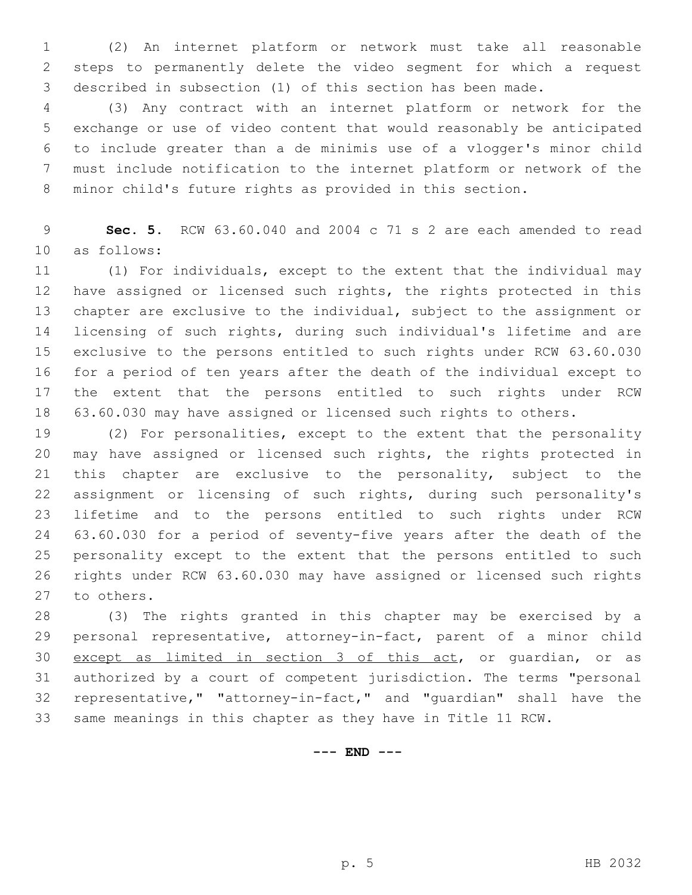(2) An internet platform or network must take all reasonable steps to permanently delete the video segment for which a request described in subsection (1) of this section has been made.

(3) Any contract with an internet platform or network for the exchange or use of video content that would reasonably be anticipated to include greater than a de minimis use of a vlogger's minor child must include notification to the internet platform or network of the minor child's future rights as provided in this section.

**Sec. 5.** RCW 63.60.040 and 2004 c 71 s 2 are each amended to read as follows:

(1) For individuals, except to the extent that the individual may have assigned or licensed such rights, the rights protected in this chapter are exclusive to the individual, subject to the assignment or licensing of such rights, during such individual's lifetime and are exclusive to the persons entitled to such rights under RCW 63.60.030 for a period of ten years after the death of the individual except to the extent that the persons entitled to such rights under RCW 63.60.030 may have assigned or licensed such rights to others.

(2) For personalities, except to the extent that the personality may have assigned or licensed such rights, the rights protected in this chapter are exclusive to the personality, subject to the assignment or licensing of such rights, during such personality's lifetime and to the persons entitled to such rights under RCW 63.60.030 for a period of seventy-five years after the death of the personality except to the extent that the persons entitled to such rights under RCW 63.60.030 may have assigned or licensed such rights to others.

(3) The rights granted in this chapter may be exercised by a personal representative, attorney-in-fact, parent of a minor child <u>except as limited in section 3 of this act</u>, or guardian, or as authorized by a court of competent jurisdiction. The terms "personal representative," "attorney-in-fact," and "guardian" shall have the same meanings in this chapter as they have in Title 11 RCW.

**--- END ---**